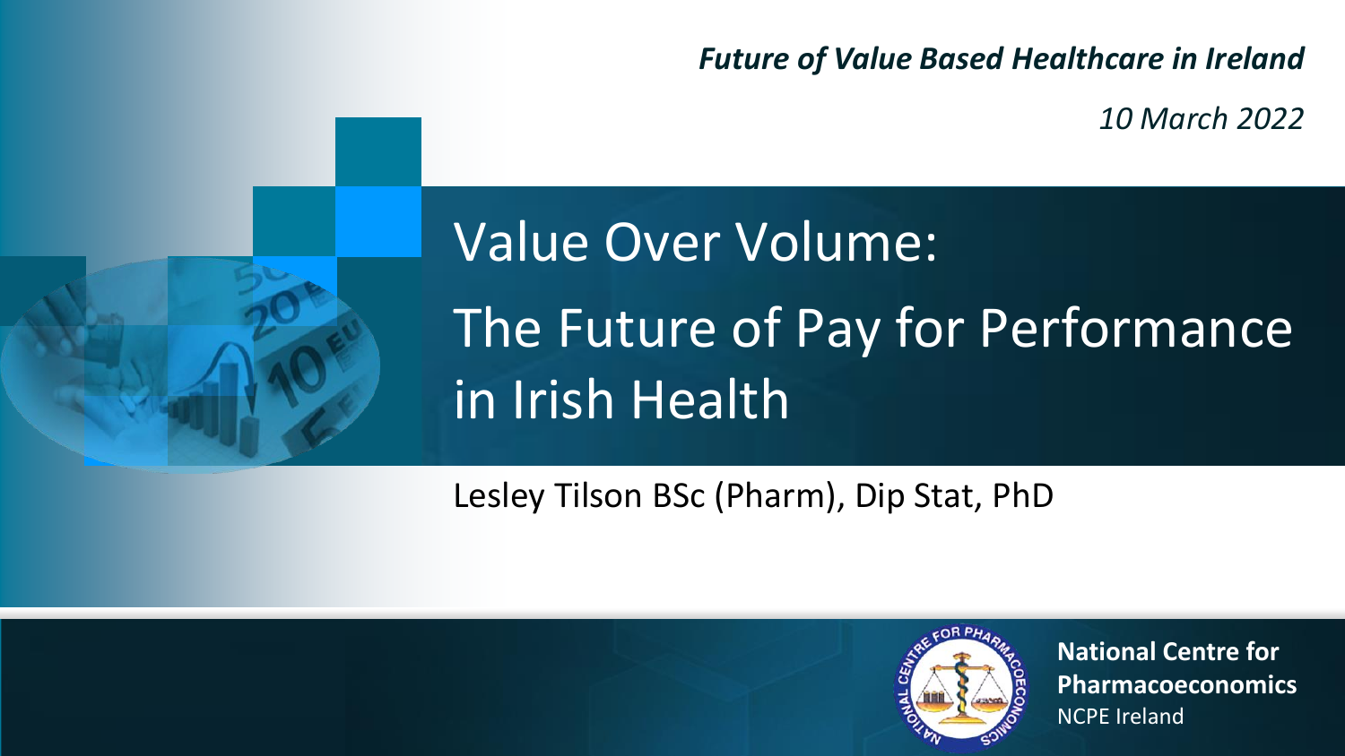*Future of Value Based Healthcare in Ireland*

*10 March 2022*

# Value Over Volume: The Future of Pay for Performance in Irish Health

Lesley Tilson BSc (Pharm), Dip Stat, PhD

**National Centre for Pharmacoeconomics**
NCPE Ireland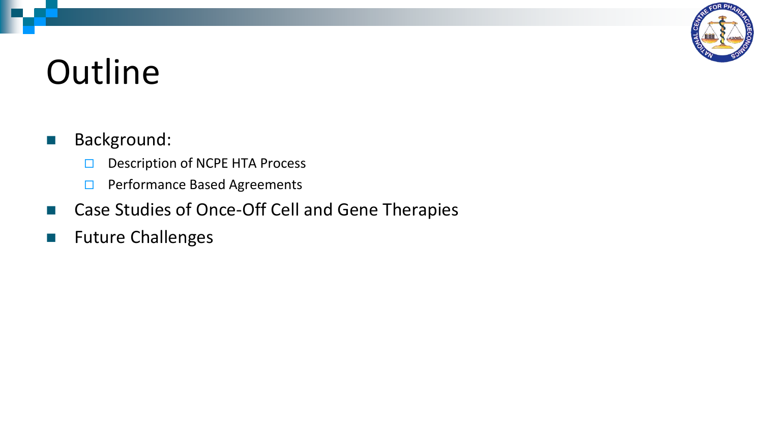# Outline

- Background:
  - Description of NCPE HTA Process
  - Performance Based Agreements
- Case Studies of Once-Off Cell and Gene Therapies
- Future Challenges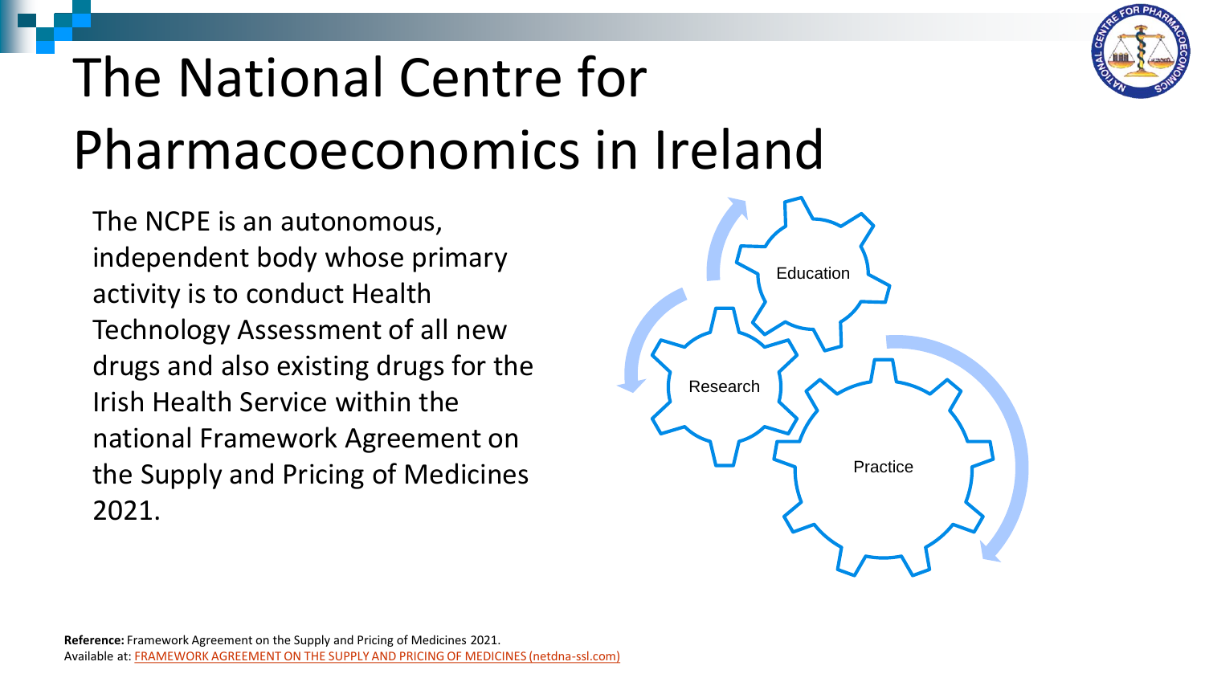# The National Centre for Pharmacoeconomics in Ireland

The NCPE is an autonomous, independent body whose primary activity is to conduct Health Technology Assessment of all new drugs and also existing drugs for the Irish Health Service within the national Framework Agreement on the Supply and Pricing of Medicines 2021.

Education

Research

Practice

**Reference:** Framework Agreement on the Supply and Pricing of Medicines 2021.
Available at: FRAMEWORK AGREEMENT ON THE SUPPLY AND PRICING OF MEDICINES (netdna-ssl.com)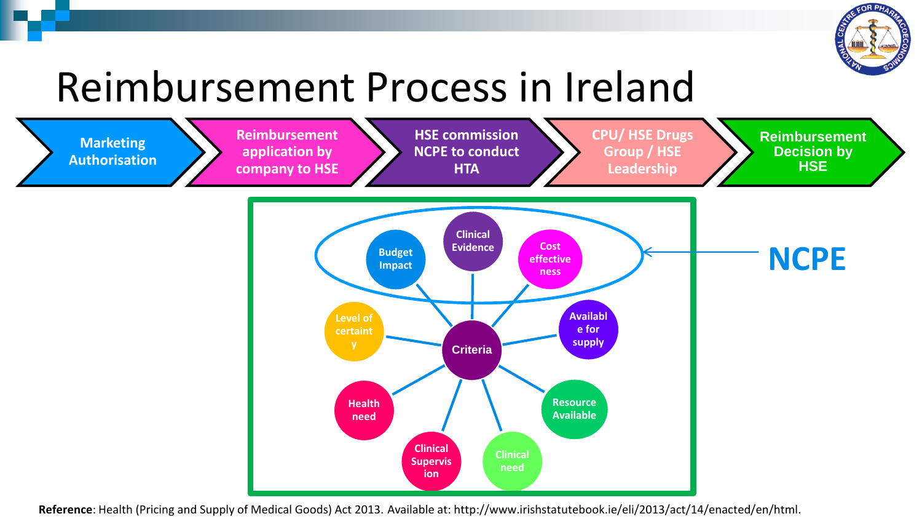# Reimbursement Process in Ireland

Marketing Authorisation → Reimbursement application by company to HSE → HSE commission NCPE to conduct HTA → CPU/ HSE Drugs Group / HSE Leadership → Reimbursement Decision by HSE

**Criteria**

- Budget Impact
- Clinical Evidence
- Cost effectiveness
- Available for supply
- Resource Available
- Clinical need
- Clinical Supervision
- Health need
- Level of certainty

NCPE (Budget Impact, Clinical Evidence, Cost effectiveness)

**Reference**: Health (Pricing and Supply of Medical Goods) Act 2013. Available at: http://www.irishstatutebook.ie/eli/2013/act/14/enacted/en/html.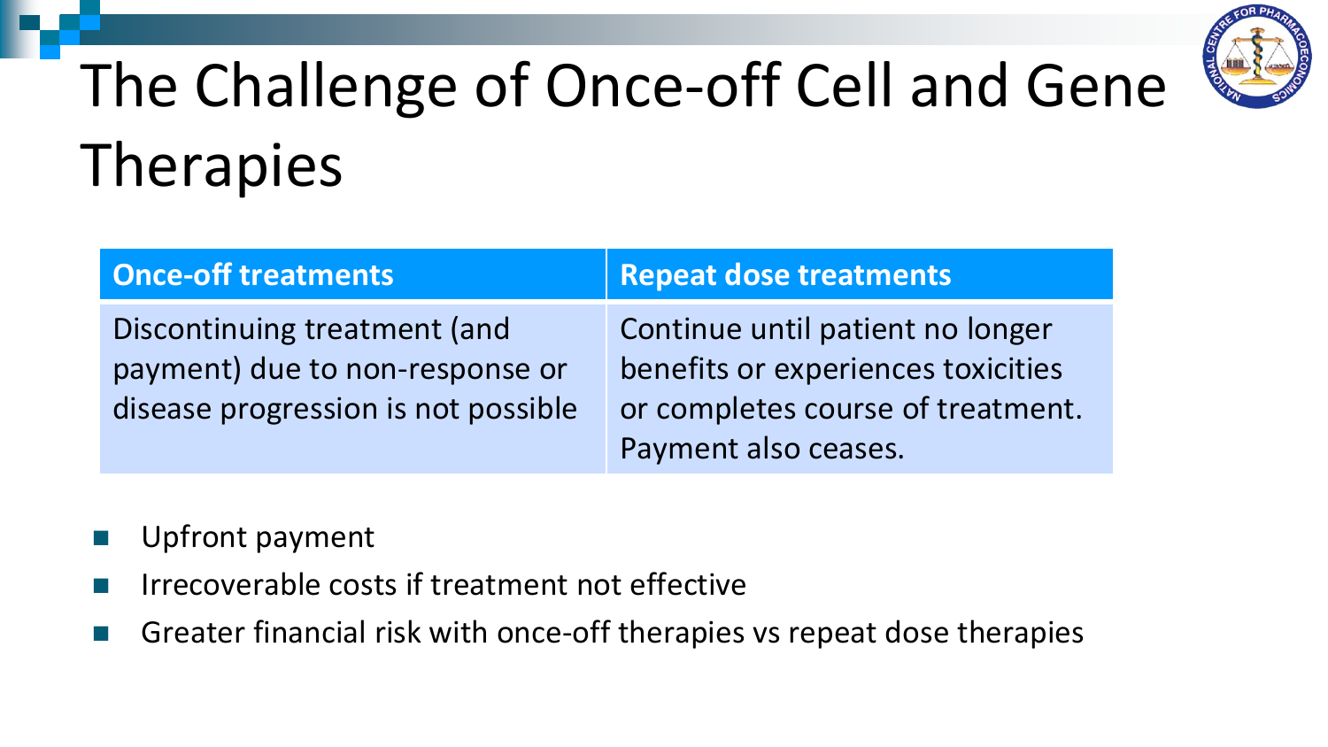# The Challenge of Once-off Cell and Gene Therapies

| Once-off treatments | Repeat dose treatments |
| --- | --- |
| Discontinuing treatment (and payment) due to non-response or disease progression is not possible | Continue until patient no longer benefits or experiences toxicities or completes course of treatment. Payment also ceases. |

- Upfront payment
- Irrecoverable costs if treatment not effective
- Greater financial risk with once-off therapies vs repeat dose therapies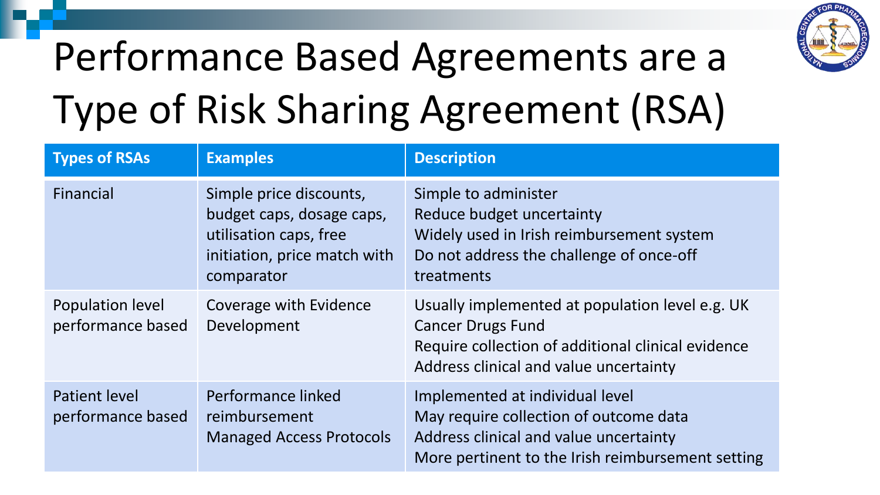# Performance Based Agreements are a Type of Risk Sharing Agreement (RSA)

| Types of RSAs | Examples | Description |
|---|---|---|
| Financial | Simple price discounts, budget caps, dosage caps, utilisation caps, free initiation, price match with comparator | Simple to administer<br>Reduce budget uncertainty<br>Widely used in Irish reimbursement system<br>Do not address the challenge of once-off treatments |
| Population level performance based | Coverage with Evidence Development | Usually implemented at population level e.g. UK Cancer Drugs Fund<br>Require collection of additional clinical evidence<br>Address clinical and value uncertainty |
| Patient level performance based | Performance linked reimbursement<br>Managed Access Protocols | Implemented at individual level<br>May require collection of outcome data<br>Address clinical and value uncertainty<br>More pertinent to the Irish reimbursement setting |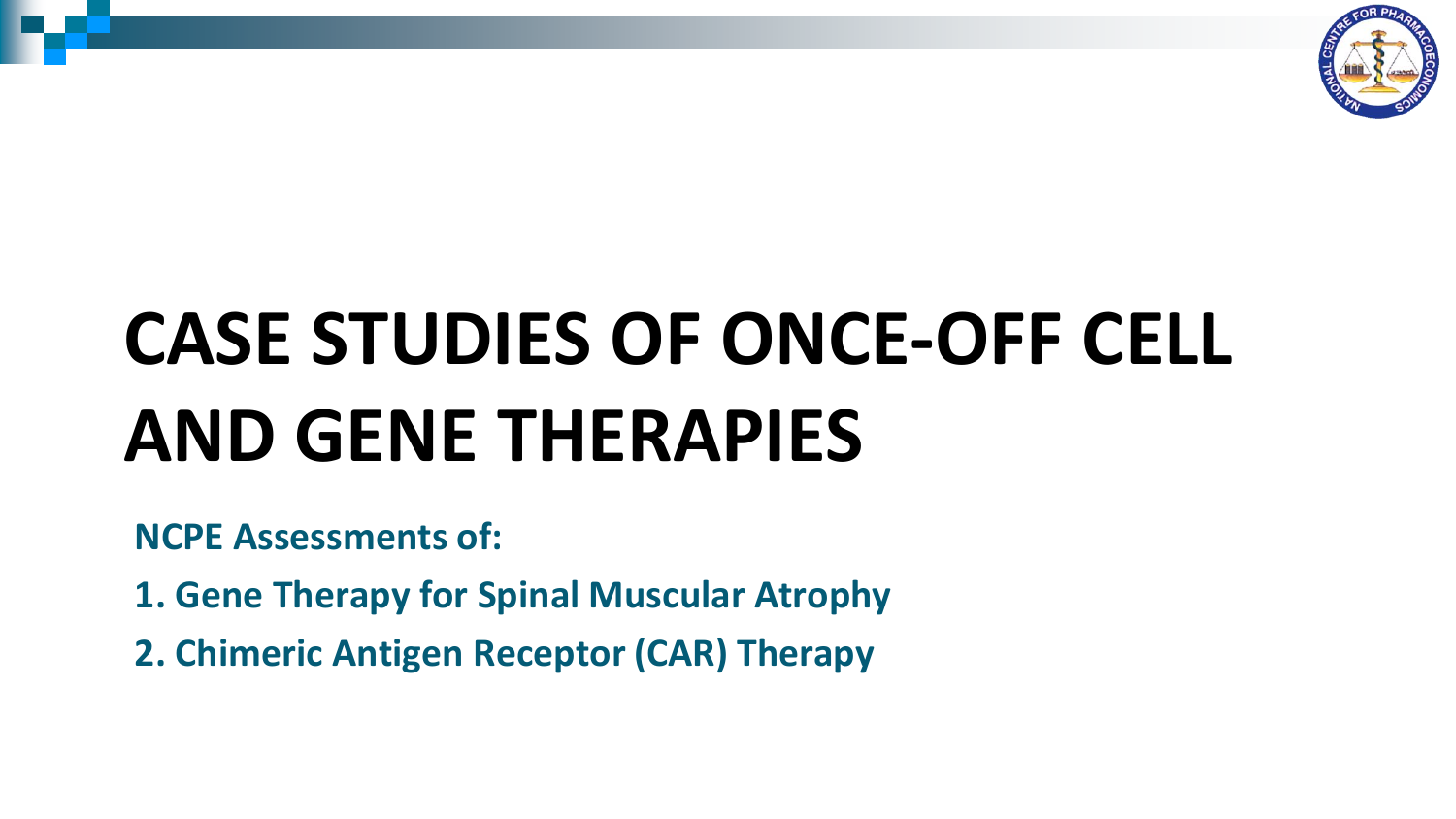# CASE STUDIES OF ONCE-OFF CELL AND GENE THERAPIES

**NCPE Assessments of:**

**1. Gene Therapy for Spinal Muscular Atrophy**

**2. Chimeric Antigen Receptor (CAR) Therapy**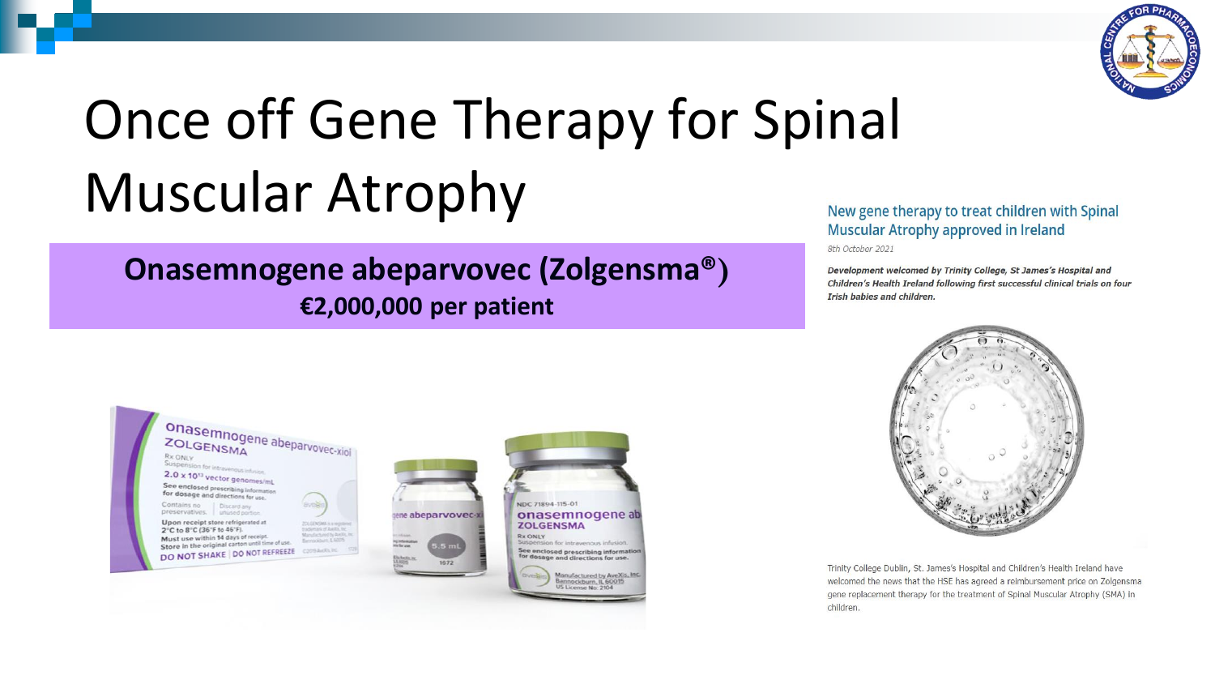# Once off Gene Therapy for Spinal Muscular Atrophy

**Onasemnogene abeparvovec (Zolgensma®)**
**€2,000,000 per patient**

### New gene therapy to treat children with Spinal Muscular Atrophy approved in Ireland

*8th October 2021*

***Development welcomed by Trinity College, St James's Hospital and Children's Health Ireland following first successful clinical trials on four Irish babies and children.***

Trinity College Dublin, St. James's Hospital and Children's Health Ireland have welcomed the news that the HSE has agreed a reimbursement price on Zolgensma gene replacement therapy for the treatment of Spinal Muscular Atrophy (SMA) in children.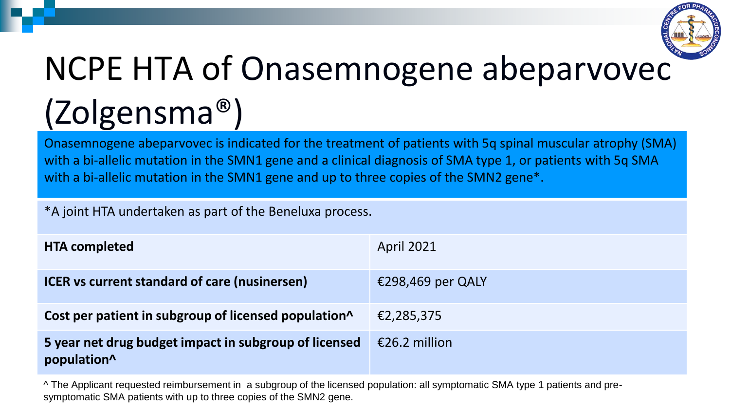# NCPE HTA of Onasemnogene abeparvovec (Zolgensma®)

Onasemnogene abeparvovec is indicated for the treatment of patients with 5q spinal muscular atrophy (SMA) with a bi-allelic mutation in the SMN1 gene and a clinical diagnosis of SMA type 1, or patients with 5q SMA with a bi-allelic mutation in the SMN1 gene and up to three copies of the SMN2 gene*.

*A joint HTA undertaken as part of the Beneluxa process.

| | |
|---|---|
| **HTA completed** | April 2021 |
| **ICER vs current standard of care (nusinersen)** | €298,469 per QALY |
| **Cost per patient in subgroup of licensed population^** | €2,285,375 |
| **5 year net drug budget impact in subgroup of licensed population^** | €26.2 million |

^ The Applicant requested reimbursement in a subgroup of the licensed population: all symptomatic SMA type 1 patients and pre-symptomatic SMA patients with up to three copies of the SMN2 gene.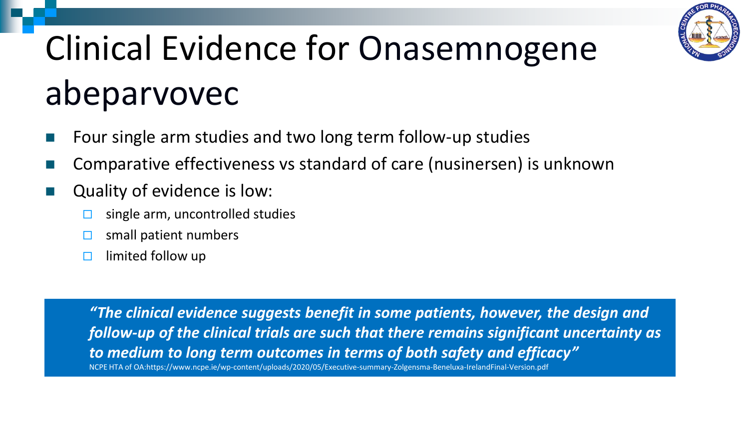# Clinical Evidence for Onasemnogene abeparvovec

- Four single arm studies and two long term follow-up studies
- Comparative effectiveness vs standard of care (nusinersen) is unknown
- Quality of evidence is low:
  - single arm, uncontrolled studies
  - small patient numbers
  - limited follow up

> ***"The clinical evidence suggests benefit in some patients, however, the design and follow-up of the clinical trials are such that there remains significant uncertainty as to medium to long term outcomes in terms of both safety and efficacy"***
>
> NCPE HTA of OA:https://www.ncpe.ie/wp-content/uploads/2020/05/Executive-summary-Zolgensma-Beneluxa-IrelandFinal-Version.pdf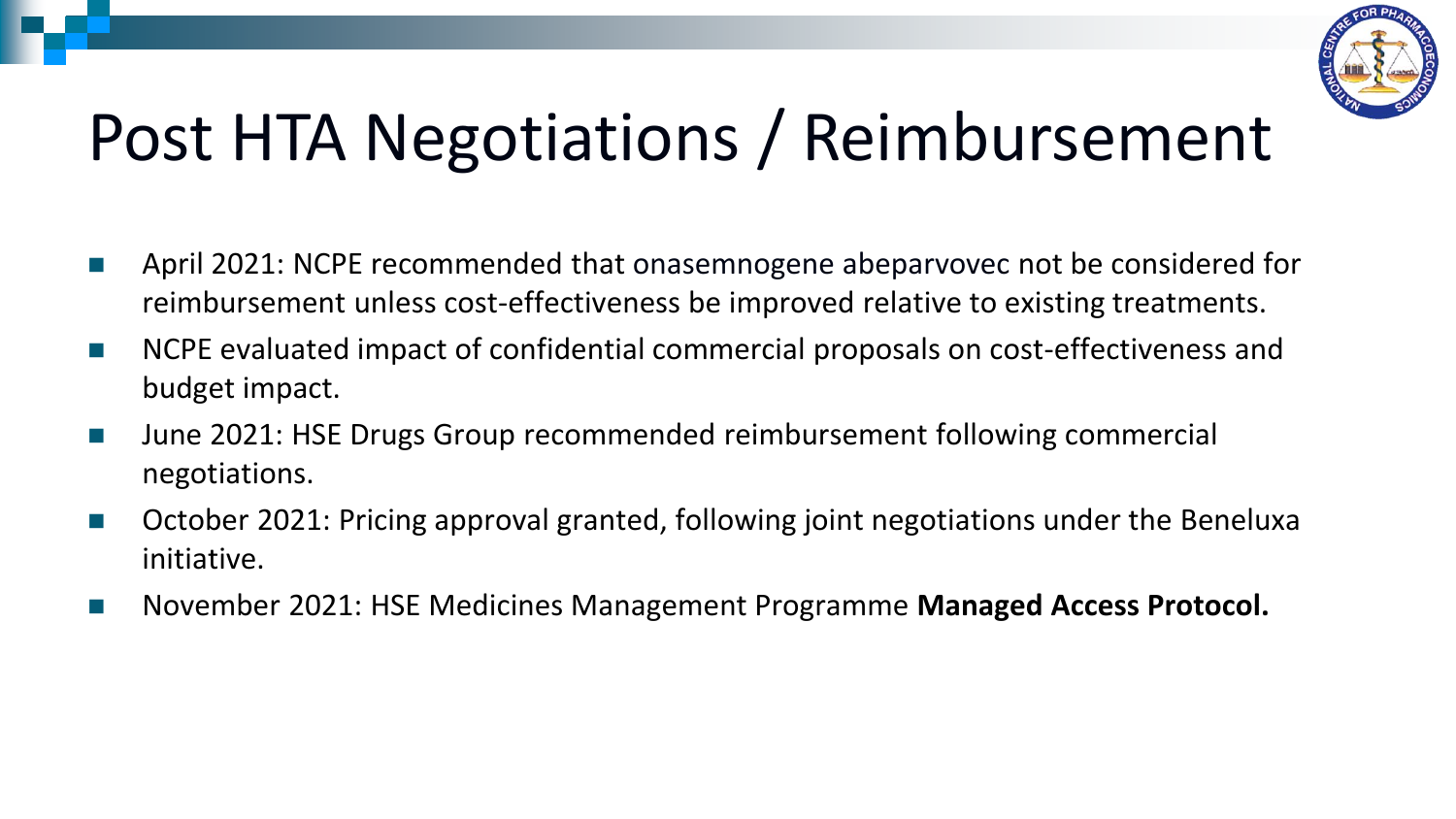# Post HTA Negotiations / Reimbursement

- April 2021: NCPE recommended that onasemnogene abeparvovec not be considered for reimbursement unless cost-effectiveness be improved relative to existing treatments.
- NCPE evaluated impact of confidential commercial proposals on cost-effectiveness and budget impact.
- June 2021: HSE Drugs Group recommended reimbursement following commercial negotiations.
- October 2021: Pricing approval granted, following joint negotiations under the Beneluxa initiative.
- November 2021: HSE Medicines Management Programme **Managed Access Protocol.**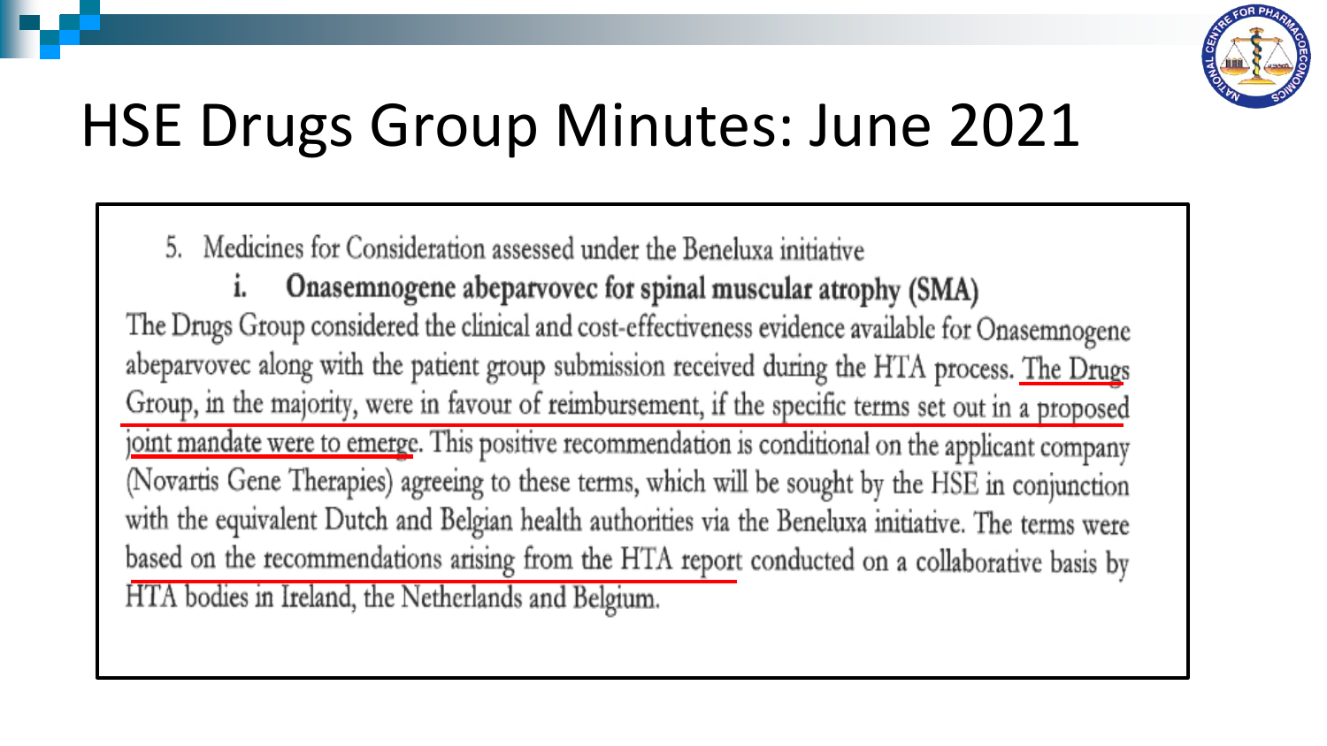# HSE Drugs Group Minutes: June 2021

5. Medicines for Consideration assessed under the Beneluxa initiative

   **i. Onasemnogene abeparvovec for spinal muscular atrophy (SMA)**

The Drugs Group considered the clinical and cost-effectiveness evidence available for Onasemnogene abeparvovec along with the patient group submission received during the HTA process. The Drugs Group, in the majority, were in favour of reimbursement, if the specific terms set out in a proposed joint mandate were to emerge. This positive recommendation is conditional on the applicant company (Novartis Gene Therapies) agreeing to these terms, which will be sought by the HSE in conjunction with the equivalent Dutch and Belgian health authorities via the Beneluxa initiative. The terms were based on the recommendations arising from the HTA report conducted on a collaborative basis by HTA bodies in Ireland, the Netherlands and Belgium.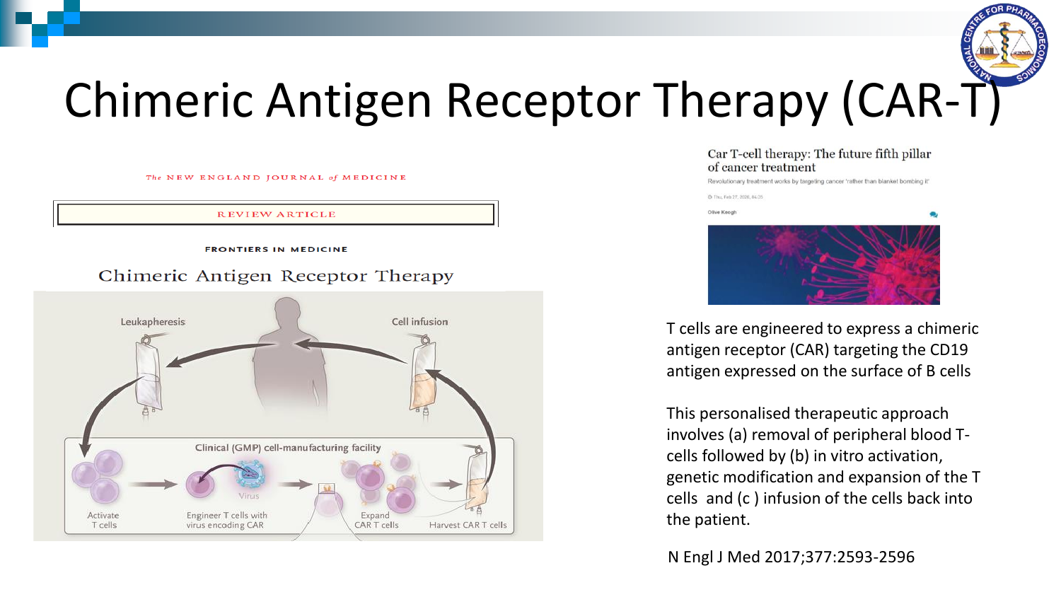# Chimeric Antigen Receptor Therapy (CAR-T)

The NEW ENGLAND JOURNAL of MEDICINE

REVIEW ARTICLE

FRONTIERS IN MEDICINE

Chimeric Antigen Receptor Therapy

Leukapheresis

Cell infusion

Clinical (GMP) cell-manufacturing facility

Activate T cells

Engineer T cells with virus encoding CAR

Virus

Expand CAR T cells

Harvest CAR T cells

Car T-cell therapy: The future fifth pillar of cancer treatment

Revolutionary treatment works by targeting cancer 'rather than blanket bombing it'

Thu, Feb 27, 2020, 04:25

Olive Keogh

T cells are engineered to express a chimeric antigen receptor (CAR) targeting the CD19 antigen expressed on the surface of B cells

This personalised therapeutic approach involves (a) removal of peripheral blood T-cells followed by (b) in vitro activation, genetic modification and expansion of the T cells and (c ) infusion of the cells back into the patient.

N Engl J Med 2017;377:2593-2596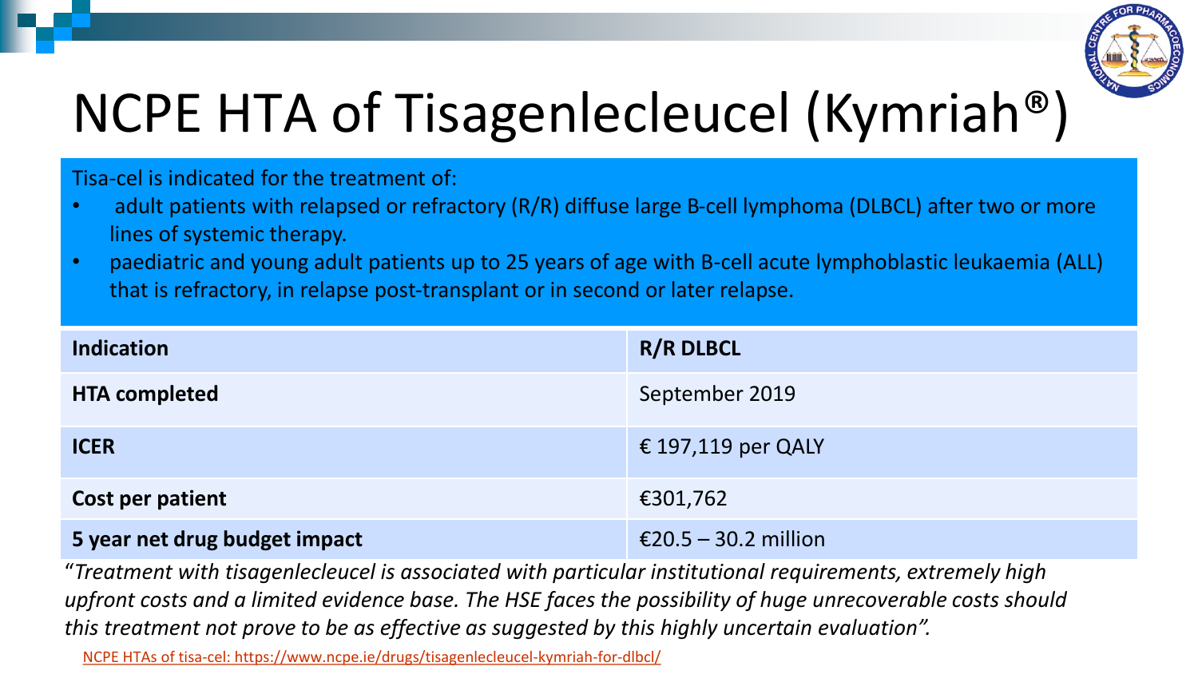# NCPE HTA of Tisagenlecleucel (Kymriah®)

Tisa-cel is indicated for the treatment of:

- adult patients with relapsed or refractory (R/R) diffuse large B-cell lymphoma (DLBCL) after two or more lines of systemic therapy.
- paediatric and young adult patients up to 25 years of age with B-cell acute lymphoblastic leukaemia (ALL) that is refractory, in relapse post-transplant or in second or later relapse.

| Indication | R/R DLBCL |
| --- | --- |
| HTA completed | September 2019 |
| ICER | € 197,119 per QALY |
| Cost per patient | €301,762 |
| 5 year net drug budget impact | €20.5 – 30.2 million |

"*Treatment with tisagenlecleucel is associated with particular institutional requirements, extremely high upfront costs and a limited evidence base. The HSE faces the possibility of huge unrecoverable costs should this treatment not prove to be as effective as suggested by this highly uncertain evaluation".*

NCPE HTAs of tisa-cel: https://www.ncpe.ie/drugs/tisagenlecleucel-kymriah-for-dlbcl/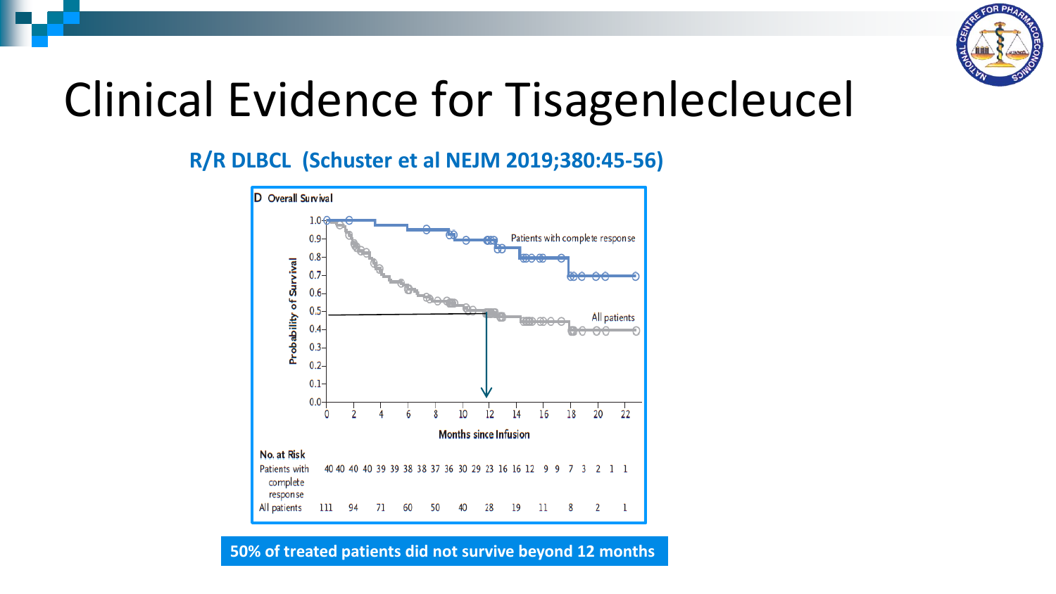# Clinical Evidence for Tisagenlecleucel

**R/R DLBCL (Schuster et al NEJM 2019;380:45-56)**

D Overall Survival

Probability of Survival

Months since Infusion

Patients with complete response

All patients

No. at Risk

| | | | | | | | | | | | | | | | | | | | | | | | |
|---|---|---|---|---|---|---|---|---|---|---|---|---|---|---|---|---|---|---|---|---|---|---|---|
| Patients with complete response | 40 | 40 | 40 | 40 | 39 | 39 | 38 | 38 | 37 | 36 | 30 | 29 | 23 | 16 | 16 | 12 | 9 | 9 | 7 | 3 | 2 | 1 | 1 |
| All patients | 111 | | 94 | | 71 | | 60 | | 50 | | 40 | | 28 | | 19 | | 11 | | 8 | | 2 | | 1 |

**50% of treated patients did not survive beyond 12 months**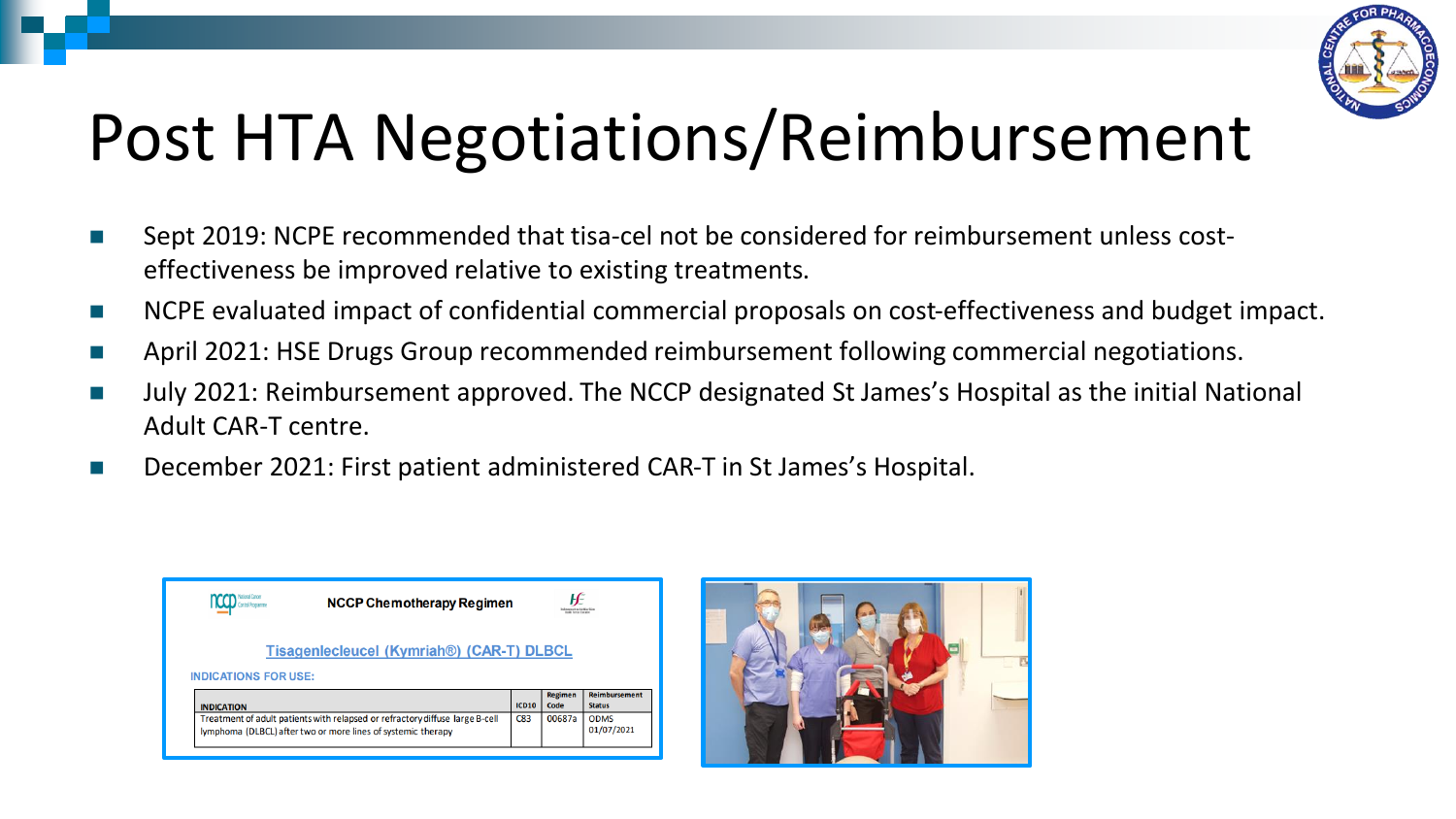# Post HTA Negotiations/Reimbursement

- Sept 2019: NCPE recommended that tisa-cel not be considered for reimbursement unless cost-effectiveness be improved relative to existing treatments.
- NCPE evaluated impact of confidential commercial proposals on cost-effectiveness and budget impact.
- April 2021: HSE Drugs Group recommended reimbursement following commercial negotiations.
- July 2021: Reimbursement approved. The NCCP designated St James's Hospital as the initial National Adult CAR-T centre.
- December 2021: First patient administered CAR-T in St James's Hospital.

**NCCP Chemotherapy Regimen**

Tisagenlecleucel (Kymriah®) (CAR-T) DLBCL

INDICATIONS FOR USE:

| INDICATION | ICD10 | Regimen Code | Reimbursement Status |
|---|---|---|---|
| Treatment of adult patients with relapsed or refractory diffuse large B-cell lymphoma (DLBCL) after two or more lines of systemic therapy | C83 | 00687a | ODMS 01/07/2021 |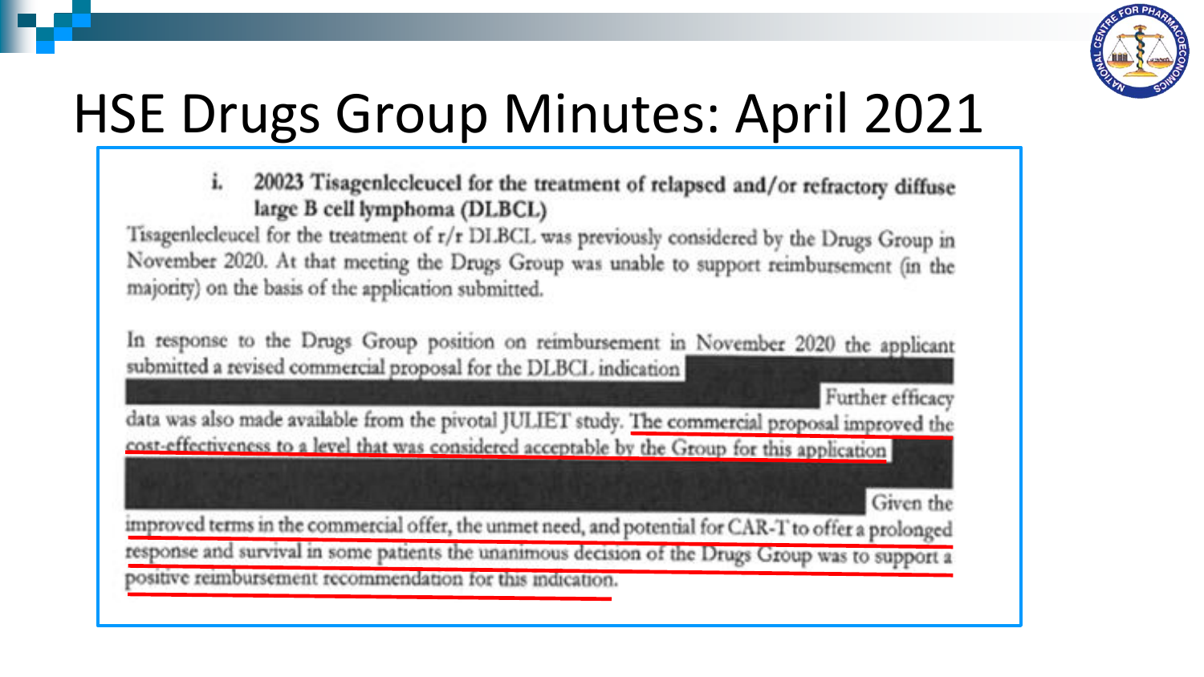# HSE Drugs Group Minutes: April 2021

i. **20023 Tisagenlecleucel for the treatment of relapsed and/or refractory diffuse large B cell lymphoma (DLBCL)**

Tisagenlecleucel for the treatment of r/r DLBCL was previously considered by the Drugs Group in November 2020. At that meeting the Drugs Group was unable to support reimbursement (in the majority) on the basis of the application submitted.

In response to the Drugs Group position on reimbursement in November 2020 the applicant submitted a revised commercial proposal for the DLBCL indication [redacted] Further efficacy data was also made available from the pivotal JULIET study. The commercial proposal improved the cost-effectiveness to a level that was considered acceptable by the Group for this application [redacted] Given the improved terms in the commercial offer, the unmet need, and potential for CAR-T to offer a prolonged response and survival in some patients the unanimous decision of the Drugs Group was to support a positive reimbursement recommendation for this indication.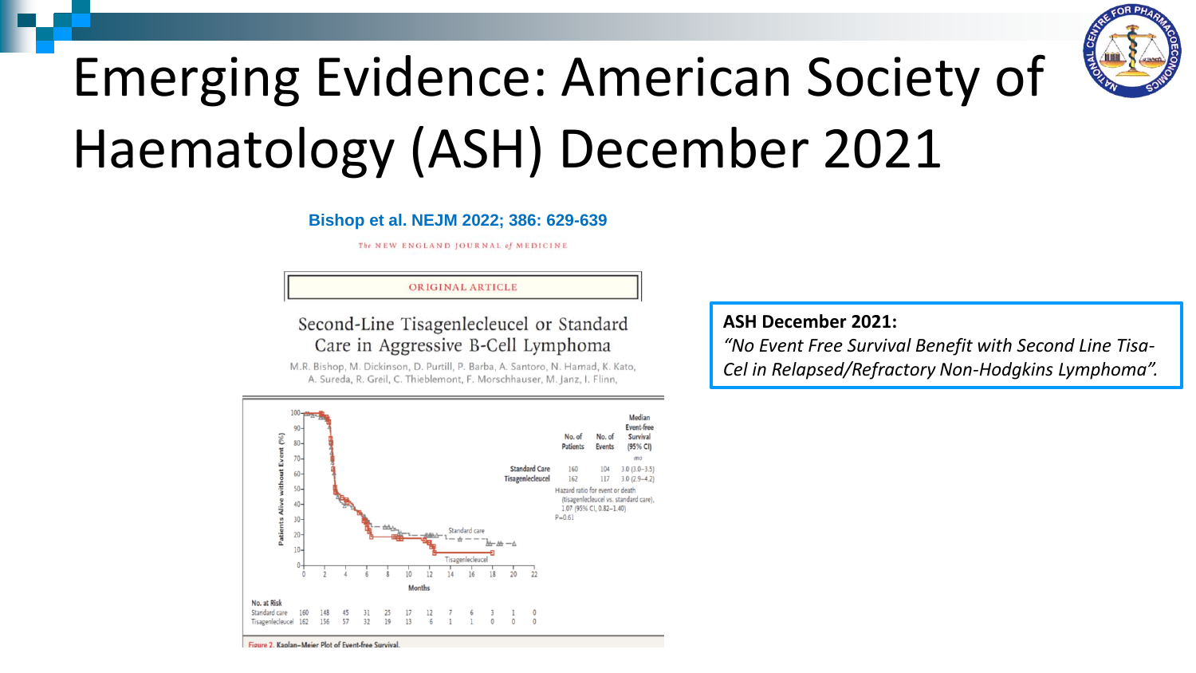# Emerging Evidence: American Society of Haematology (ASH) December 2021

**Bishop et al. NEJM 2022; 386: 629-639**

The NEW ENGLAND JOURNAL of MEDICINE

ORIGINAL ARTICLE

Second-Line Tisagenlecleucel or Standard Care in Aggressive B-Cell Lymphoma

M.R. Bishop, M. Dickinson, D. Purtill, P. Barba, A. Santoro, N. Hamad, K. Kato, A. Sureda, R. Greil, C. Thieblemont, F. Morschhauser, M. Janz, I. Flinn,

| | No. of Patients | No. of Events | Median Event-free Survival (95% CI) |
|---|---|---|---|
| | | | mo |
| Standard Care | 160 | 104 | 3.0 (3.0–3.5) |
| Tisagenlecleucel | 162 | 117 | 3.0 (2.9–4.2) |

Hazard ratio for event or death (tisagenlecleucel vs. standard care), 1.07 (95% CI, 0.82–1.40)
P=0.61

No. at Risk

| Months | 0 | 2 | 4 | 6 | 8 | 10 | 12 | 14 | 16 | 18 | 20 | 22 |
|---|---|---|---|---|---|---|---|---|---|---|---|---|
| Standard care | 160 | 148 | 45 | 31 | 25 | 17 | 12 | 7 | 6 | 3 | 1 | 0 |
| Tisagenlecleucel | 162 | 156 | 57 | 32 | 19 | 13 | 6 | 1 | 1 | 0 | 0 | 0 |

Figure 2. Kaplan–Meier Plot of Event-free Survival.

**ASH December 2021:**
*"No Event Free Survival Benefit with Second Line Tisa-Cel in Relapsed/Refractory Non-Hodgkins Lymphoma".*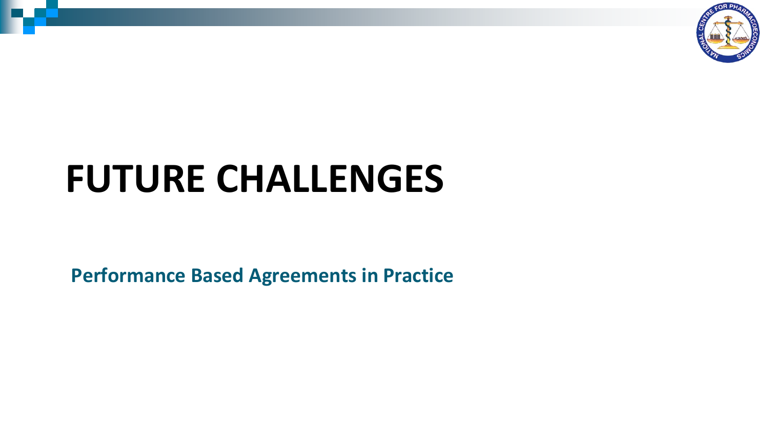# FUTURE CHALLENGES

**Performance Based Agreements in Practice**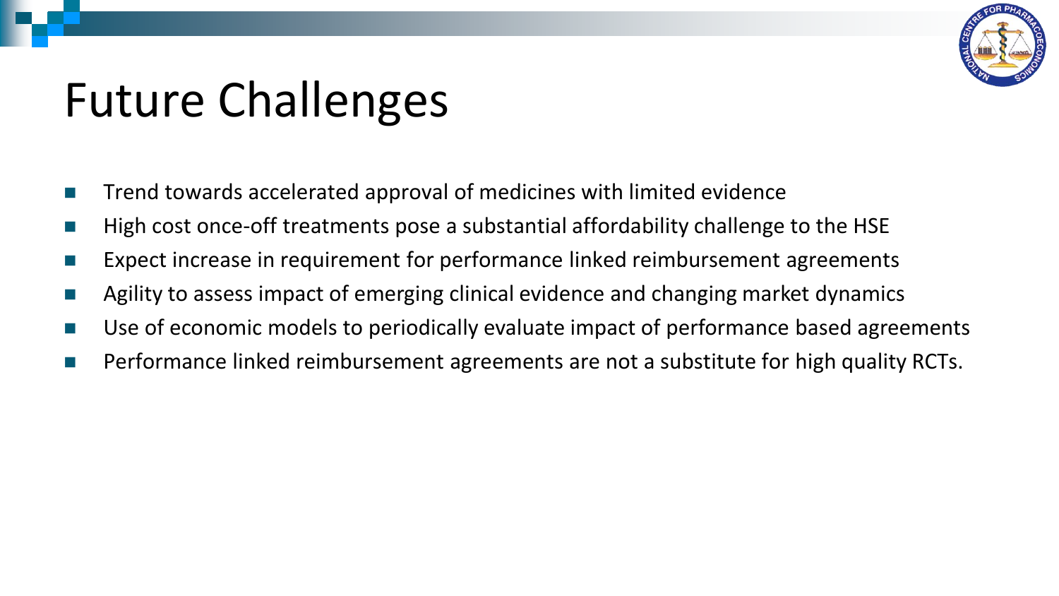# Future Challenges

- Trend towards accelerated approval of medicines with limited evidence
- High cost once-off treatments pose a substantial affordability challenge to the HSE
- Expect increase in requirement for performance linked reimbursement agreements
- Agility to assess impact of emerging clinical evidence and changing market dynamics
- Use of economic models to periodically evaluate impact of performance based agreements
- Performance linked reimbursement agreements are not a substitute for high quality RCTs.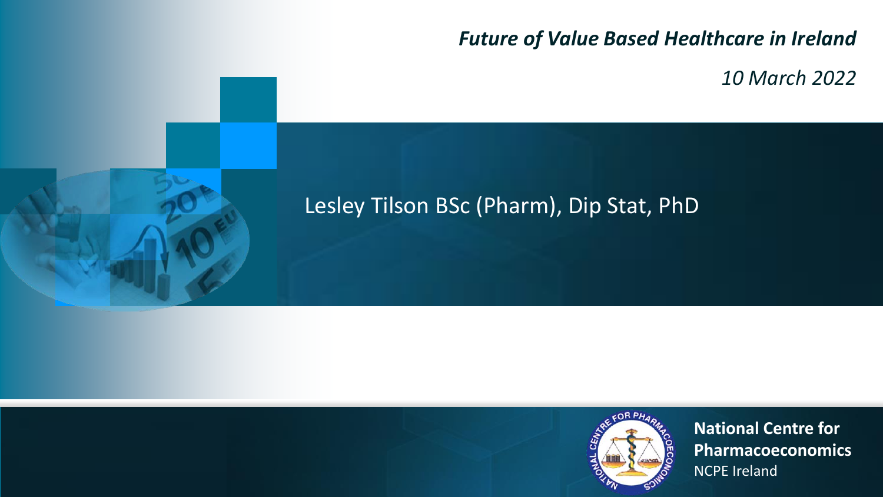*Future of Value Based Healthcare in Ireland*

*10 March 2022*

Lesley Tilson BSc (Pharm), Dip Stat, PhD

**National Centre for Pharmacoeconomics**
NCPE Ireland